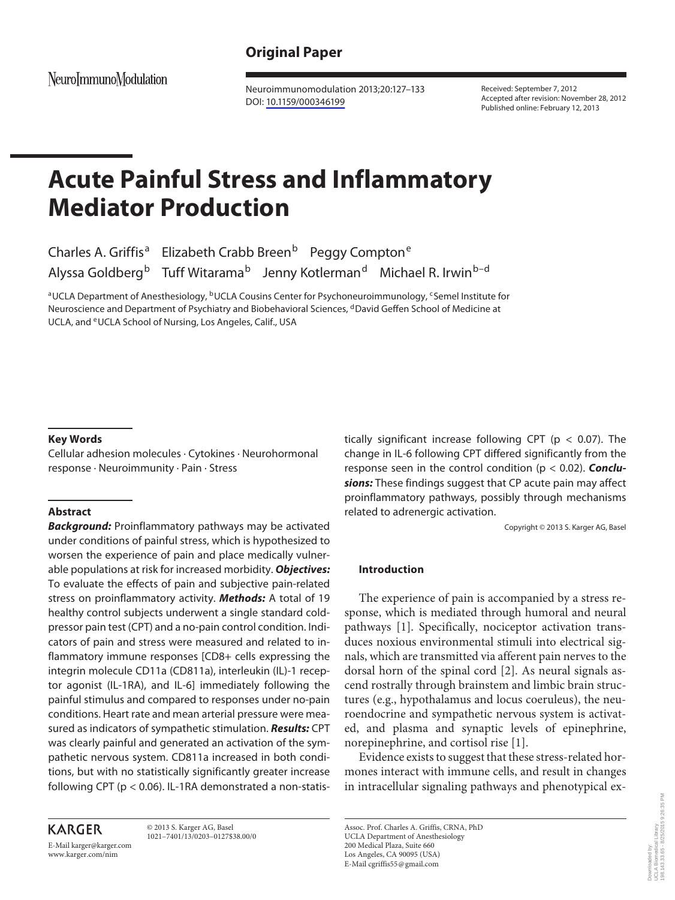## Original Paper

NeuroImmunoModulation

DOI: 10.1159/000346199

Received: September 7, 2012
Accepted after revision: November 28, 2012
Published online: February 12, 2013

# Acute Painful Stress and Inflammatory Mediator Production

Charles A. Griffis[a] Elizabeth Crabb Breen[b] Peggy Compton[e] Alyssa Goldberg[b] Tuff Witarama[b] Jenny Kotlerman[d] Michael R. Irwin[b–d]

[a]UCLA Department of Anesthesiology, [b]UCLA Cousins Center for Psychoneuroimmunology, [c]Semel Institute for Neuroscience and Department of Psychiatry and Biobehavioral Sciences, [d]David Geffen School of Medicine at UCLA, and [e]UCLA School of Nursing, Los Angeles, Calif., USA

### Key Words

Cellular adhesion molecules · Cytokines · Neurohormonal response · Neuroimmunity · Pain · Stress

### Abstract

***Background:*** Proinflammatory pathways may be activated under conditions of painful stress, which is hypothesized to worsen the experience of pain and place medically vulnerable populations at risk for increased morbidity. ***Objectives:*** To evaluate the effects of pain and subjective pain-related stress on proinflammatory activity. ***Methods:*** A total of 19 healthy control subjects underwent a single standard cold-pressor pain test (CPT) and a no-pain control condition. Indicators of pain and stress were measured and related to inflammatory immune responses [CD8+ cells expressing the integrin molecule CD11a (CD811a), interleukin (IL)-1 receptor agonist (IL-1RA), and IL-6] immediately following the painful stimulus and compared to responses under no-pain conditions. Heart rate and mean arterial pressure were measured as indicators of sympathetic stimulation. ***Results:*** CPT was clearly painful and generated an activation of the sympathetic nervous system. CD811a increased in both conditions, but with no statistically significantly greater increase following CPT ($p < 0.06$). IL-1RA demonstrated a non-statistically significant increase following CPT ($p < 0.07$). The change in IL-6 following CPT differed significantly from the response seen in the control condition ($p < 0.02$). ***Conclusions:*** These findings suggest that CP acute pain may affect proinflammatory pathways, possibly through mechanisms related to adrenergic activation.

Copyright © 2013 S. Karger AG, Basel

### Introduction

The experience of pain is accompanied by a stress response, which is mediated through humoral and neural pathways [1]. Specifically, nociceptor activation transduces noxious environmental stimuli into electrical signals, which are transmitted via afferent pain nerves to the dorsal horn of the spinal cord [2]. As neural signals ascend rostrally through brainstem and limbic brain structures (e.g., hypothalamus and locus coeruleus), the neuroendocrine and sympathetic nervous system is activated, and plasma and synaptic levels of epinephrine, norepinephrine, and cortisol rise [1].

Evidence exists to suggest that these stress-related hormones interact with immune cells, and result in changes in intracellular signaling pathways and phenotypical ex-

KARGER

E-Mail karger@karger.com
www.karger.com/nim

© 2013 S. Karger AG, Basel
1021–7401/13/0203–0127$38.00/0

Assoc. Prof. Charles A. Griffis, CRNA, PhD
UCLA Department of Anesthesiology
200 Medical Plaza, Suite 660
Los Angeles, CA 90095 (USA)
E-Mail cgriffis55@gmail.com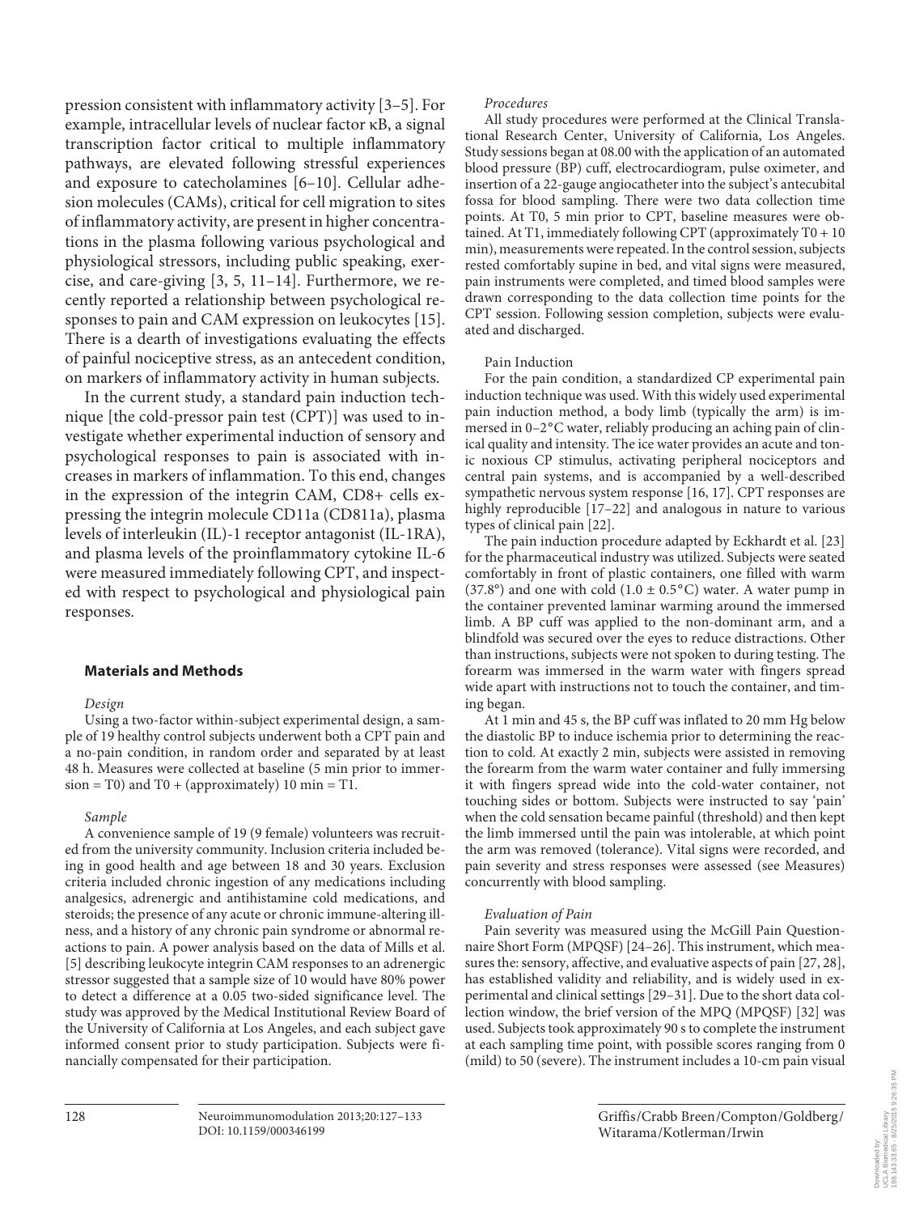pression consistent with inflammatory activity [3–5]. For example, intracellular levels of nuclear factor κB, a signal transcription factor critical to multiple inflammatory pathways, are elevated following stressful experiences and exposure to catecholamines [6–10]. Cellular adhesion molecules (CAMs), critical for cell migration to sites of inflammatory activity, are present in higher concentrations in the plasma following various psychological and physiological stressors, including public speaking, exercise, and care-giving [3, 5, 11–14]. Furthermore, we recently reported a relationship between psychological responses to pain and CAM expression on leukocytes [15]. There is a dearth of investigations evaluating the effects of painful nociceptive stress, as an antecedent condition, on markers of inflammatory activity in human subjects.

In the current study, a standard pain induction technique [the cold-pressor pain test (CPT)] was used to investigate whether experimental induction of sensory and psychological responses to pain is associated with increases in markers of inflammation. To this end, changes in the expression of the integrin CAM, CD8+ cells expressing the integrin molecule CD11a (CD811a), plasma levels of interleukin (IL)-1 receptor antagonist (IL-1RA), and plasma levels of the proinflammatory cytokine IL-6 were measured immediately following CPT, and inspected with respect to psychological and physiological pain responses.

## Materials and Methods

*Design*

Using a two-factor within-subject experimental design, a sample of 19 healthy control subjects underwent both a CPT pain and a no-pain condition, in random order and separated by at least 48 h. Measures were collected at baseline (5 min prior to immersion = T0) and T0 + (approximately) 10 min = T1.

*Sample*

A convenience sample of 19 (9 female) volunteers was recruited from the university community. Inclusion criteria included being in good health and age between 18 and 30 years. Exclusion criteria included chronic ingestion of any medications including analgesics, adrenergic and antihistamine cold medications, and steroids; the presence of any acute or chronic immune-altering illness, and a history of any chronic pain syndrome or abnormal reactions to pain. A power analysis based on the data of Mills et al. [5] describing leukocyte integrin CAM responses to an adrenergic stressor suggested that a sample size of 10 would have 80% power to detect a difference at a 0.05 two-sided significance level. The study was approved by the Medical Institutional Review Board of the University of California at Los Angeles, and each subject gave informed consent prior to study participation. Subjects were financially compensated for their participation.

*Procedures*

All study procedures were performed at the Clinical Translational Research Center, University of California, Los Angeles. Study sessions began at 08.00 with the application of an automated blood pressure (BP) cuff, electrocardiogram, pulse oximeter, and insertion of a 22-gauge angiocatheter into the subject's antecubital fossa for blood sampling. There were two data collection time points. At T0, 5 min prior to CPT, baseline measures were obtained. At T1, immediately following CPT (approximately T0 + 10 min), measurements were repeated. In the control session, subjects rested comfortably supine in bed, and vital signs were measured, pain instruments were completed, and timed blood samples were drawn corresponding to the data collection time points for the CPT session. Following session completion, subjects were evaluated and discharged.

Pain Induction

For the pain condition, a standardized CP experimental pain induction technique was used. With this widely used experimental pain induction method, a body limb (typically the arm) is immersed in 0–2°C water, reliably producing an aching pain of clinical quality and intensity. The ice water provides an acute and tonic noxious CP stimulus, activating peripheral nociceptors and central pain systems, and is accompanied by a well-described sympathetic nervous system response [16, 17]. CPT responses are highly reproducible [17–22] and analogous in nature to various types of clinical pain [22].

The pain induction procedure adapted by Eckhardt et al. [23] for the pharmaceutical industry was utilized. Subjects were seated comfortably in front of plastic containers, one filled with warm (37.8°) and one with cold (1.0 ± 0.5°C) water. A water pump in the container prevented laminar warming around the immersed limb. A BP cuff was applied to the non-dominant arm, and a blindfold was secured over the eyes to reduce distractions. Other than instructions, subjects were not spoken to during testing. The forearm was immersed in the warm water with fingers spread wide apart with instructions not to touch the container, and timing began.

At 1 min and 45 s, the BP cuff was inflated to 20 mm Hg below the diastolic BP to induce ischemia prior to determining the reaction to cold. At exactly 2 min, subjects were assisted in removing the forearm from the warm water container and fully immersing it with fingers spread wide into the cold-water container, not touching sides or bottom. Subjects were instructed to say 'pain' when the cold sensation became painful (threshold) and then kept the limb immersed until the pain was intolerable, at which point the arm was removed (tolerance). Vital signs were recorded, and pain severity and stress responses were assessed (see Measures) concurrently with blood sampling.

*Evaluation of Pain*

Pain severity was measured using the McGill Pain Questionnaire Short Form (MPQSF) [24–26]. This instrument, which measures the: sensory, affective, and evaluative aspects of pain [27, 28], has established validity and reliability, and is widely used in experimental and clinical settings [29–31]. Due to the short data collection window, the brief version of the MPQ (MPQSF) [32] was used. Subjects took approximately 90 s to complete the instrument at each sampling time point, with possible scores ranging from 0 (mild) to 50 (severe). The instrument includes a 10-cm pain visual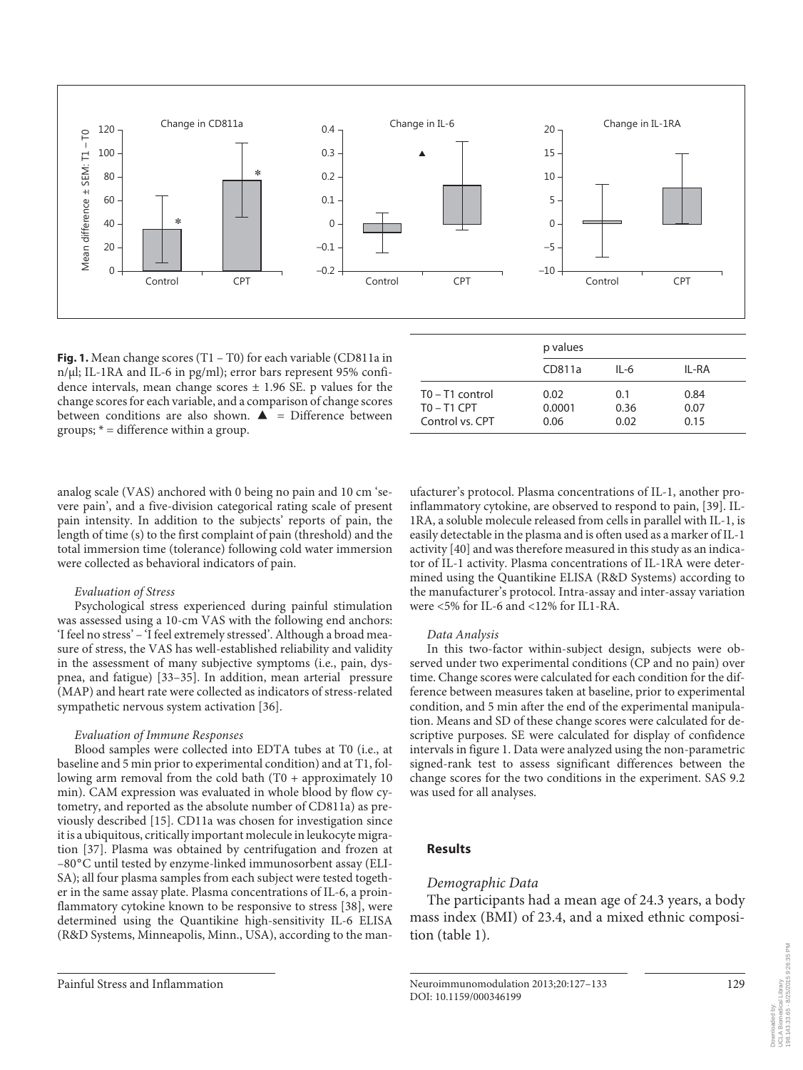Change in CD811a

Mean difference ± SEM: T1 – T0

120
100
80
60
40
20
0

Control
CPT

Change in IL-6

0.4
0.3
0.2
0.1
0
–0.1
–0.2

Control
CPT

Change in IL-1RA

20
15
10
5
0
–5
–10

Control
CPT

**Fig. 1.** Mean change scores (T1 – T0) for each variable (CD811a in n/μl; IL-1RA and IL-6 in pg/ml); error bars represent 95% confidence intervals, mean change scores ± 1.96 SE. p values for the change scores for each variable, and a comparison of change scores between conditions are also shown. ▲ = Difference between groups; * = difference within a group.

| | p values | | |
|---|---|---|---|
| | CD811a | IL-6 | IL-RA |
| T0 – T1 control | 0.02 | 0.1 | 0.84 |
| T0 – T1 CPT | 0.0001 | 0.36 | 0.07 |
| Control vs. CPT | 0.06 | 0.02 | 0.15 |

analog scale (VAS) anchored with 0 being no pain and 10 cm 'severe pain', and a five-division categorical rating scale of present pain intensity. In addition to the subjects' reports of pain, the length of time (s) to the first complaint of pain (threshold) and the total immersion time (tolerance) following cold water immersion were collected as behavioral indicators of pain.

*Evaluation of Stress*

Psychological stress experienced during painful stimulation was assessed using a 10-cm VAS with the following end anchors: 'I feel no stress' – 'I feel extremely stressed'. Although a broad measure of stress, the VAS has well-established reliability and validity in the assessment of many subjective symptoms (i.e., pain, dyspnea, and fatigue) [33–35]. In addition, mean arterial pressure (MAP) and heart rate were collected as indicators of stress-related sympathetic nervous system activation [36].

*Evaluation of Immune Responses*

Blood samples were collected into EDTA tubes at T0 (i.e., at baseline and 5 min prior to experimental condition) and at T1, following arm removal from the cold bath (T0 + approximately 10 min). CAM expression was evaluated in whole blood by flow cytometry, and reported as the absolute number of CD811a) as previously described [15]. CD11a was chosen for investigation since it is a ubiquitous, critically important molecule in leukocyte migration [37]. Plasma was obtained by centrifugation and frozen at –80°C until tested by enzyme-linked immunosorbent assay (ELISA); all four plasma samples from each subject were tested together in the same assay plate. Plasma concentrations of IL-6, a proinflammatory cytokine known to be responsive to stress [38], were determined using the Quantikine high-sensitivity IL-6 ELISA (R&D Systems, Minneapolis, Minn., USA), according to the manufacturer's protocol. Plasma concentrations of IL-1, another proinflammatory cytokine, are observed to respond to pain, [39]. IL-1RA, a soluble molecule released from cells in parallel with IL-1, is easily detectable in the plasma and is often used as a marker of IL-1 activity [40] and was therefore measured in this study as an indicator of IL-1 activity. Plasma concentrations of IL-1RA were determined using the Quantikine ELISA (R&D Systems) according to the manufacturer's protocol. Intra-assay and inter-assay variation were <5% for IL-6 and <12% for IL1-RA.

*Data Analysis*

In this two-factor within-subject design, subjects were observed under two experimental conditions (CP and no pain) over time. Change scores were calculated for each condition for the difference between measures taken at baseline, prior to experimental condition, and 5 min after the end of the experimental manipulation. Means and SD of these change scores were calculated for descriptive purposes. SE were calculated for display of confidence intervals in figure 1. Data were analyzed using the non-parametric signed-rank test to assess significant differences between the change scores for the two conditions in the experiment. SAS 9.2 was used for all analyses.

## Results

*Demographic Data*

The participants had a mean age of 24.3 years, a body mass index (BMI) of 23.4, and a mixed ethnic composition (table 1).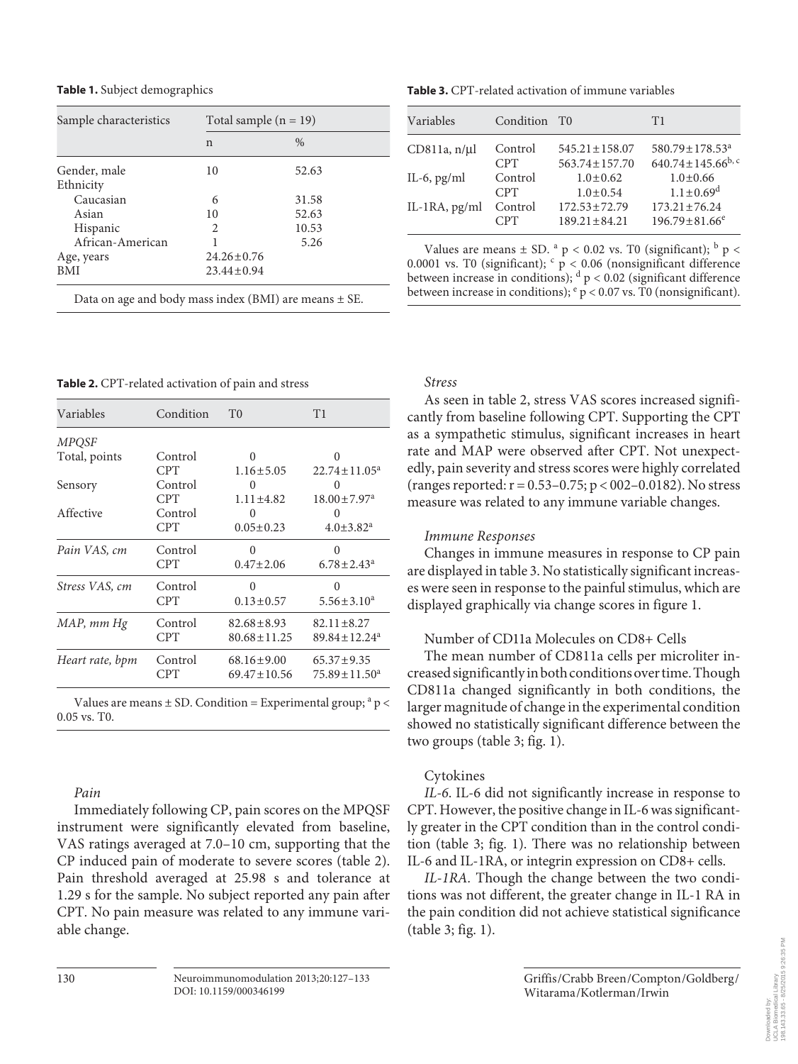**Table 1.** Subject demographics

| Sample characteristics | Total sample (n = 19) | |
|---|---|---|
| | n | % |
| Gender, male | 10 | 52.63 |
| Ethnicity | | |
| Caucasian | 6 | 31.58 |
| Asian | 10 | 52.63 |
| Hispanic | 2 | 10.53 |
| African-American | 1 | 5.26 |
| Age, years | 24.26±0.76 | |
| BMI | 23.44±0.94 | |

Data on age and body mass index (BMI) are means ± SE.

**Table 2.** CPT-related activation of pain and stress

| Variables | Condition | T0 | T1 |
|---|---|---|---|
| *MPQSF* | | | |
| Total, points | Control | 0 | 0 |
| | CPT | 1.16±5.05 | 22.74±11.05[a] |
| Sensory | Control | 0 | 0 |
| | CPT | 1.11±4.82 | 18.00±7.97[a] |
| Affective | Control | 0 | 0 |
| | CPT | 0.05±0.23 | 4.0±3.82[a] |
| *Pain VAS, cm* | Control | 0 | 0 |
| | CPT | 0.47±2.06 | 6.78±2.43[a] |
| *Stress VAS, cm* | Control | 0 | 0 |
| | CPT | 0.13±0.57 | 5.56±3.10[a] |
| *MAP, mm Hg* | Control | 82.68±8.93 | 82.11±8.27 |
| | CPT | 80.68±11.25 | 89.84±12.24[a] |
| *Heart rate, bpm* | Control | 68.16±9.00 | 65.37±9.35 |
| | CPT | 69.47±10.56 | 75.89±11.50[a] |

Values are means ± SD. Condition = Experimental group; [a] $p < 0.05$ vs. T0.

### *Pain*

Immediately following CP, pain scores on the MPQSF instrument were significantly elevated from baseline, VAS ratings averaged at 7.0–10 cm, supporting that the CP induced pain of moderate to severe scores (table 2). Pain threshold averaged at 25.98 s and tolerance at 1.29 s for the sample. No subject reported any pain after CPT. No pain measure was related to any immune variable change.

**Table 3.** CPT-related activation of immune variables

| Variables | Condition | T0 | T1 |
|---|---|---|---|
| CD811a, n/μl | Control | 545.21±158.07 | 580.79±178.53[a] |
| | CPT | 563.74±157.70 | 640.74±145.66[b, c] |
| IL-6, pg/ml | Control | 1.0±0.62 | 1.0±0.66 |
| | CPT | 1.0±0.54 | 1.1±0.69[d] |
| IL-1RA, pg/ml | Control | 172.53±72.79 | 173.21±76.24 |
| | CPT | 189.21±84.21 | 196.79±81.66[e] |

Values are means ± SD. [a] $p < 0.02$ vs. T0 (significant); [b] $p < 0.0001$ vs. T0 (significant); [c] $p < 0.06$ (nonsignificant difference between increase in conditions); [d] $p < 0.02$ (significant difference between increase in conditions); [e] $p < 0.07$ vs. T0 (nonsignificant).

### *Stress*

As seen in table 2, stress VAS scores increased significantly from baseline following CPT. Supporting the CPT as a sympathetic stimulus, significant increases in heart rate and MAP were observed after CPT. Not unexpectedly, pain severity and stress scores were highly correlated (ranges reported: $r = 0.53–0.75$; $p < 002–0.0182$). No stress measure was related to any immune variable changes.

### *Immune Responses*

Changes in immune measures in response to CP pain are displayed in table 3. No statistically significant increases were seen in response to the painful stimulus, which are displayed graphically via change scores in figure 1.

Number of CD11a Molecules on CD8+ Cells

The mean number of CD811a cells per microliter increased significantly in both conditions over time. Though CD811a changed significantly in both conditions, the larger magnitude of change in the experimental condition showed no statistically significant difference between the two groups (table 3; fig. 1).

Cytokines

*IL-6.* IL-6 did not significantly increase in response to CPT. However, the positive change in IL-6 was significantly greater in the CPT condition than in the control condition (table 3; fig. 1). There was no relationship between IL-6 and IL-1RA, or integrin expression on CD8+ cells.

*IL-1RA.* Though the change between the two conditions was not different, the greater change in IL-1 RA in the pain condition did not achieve statistical significance (table 3; fig. 1).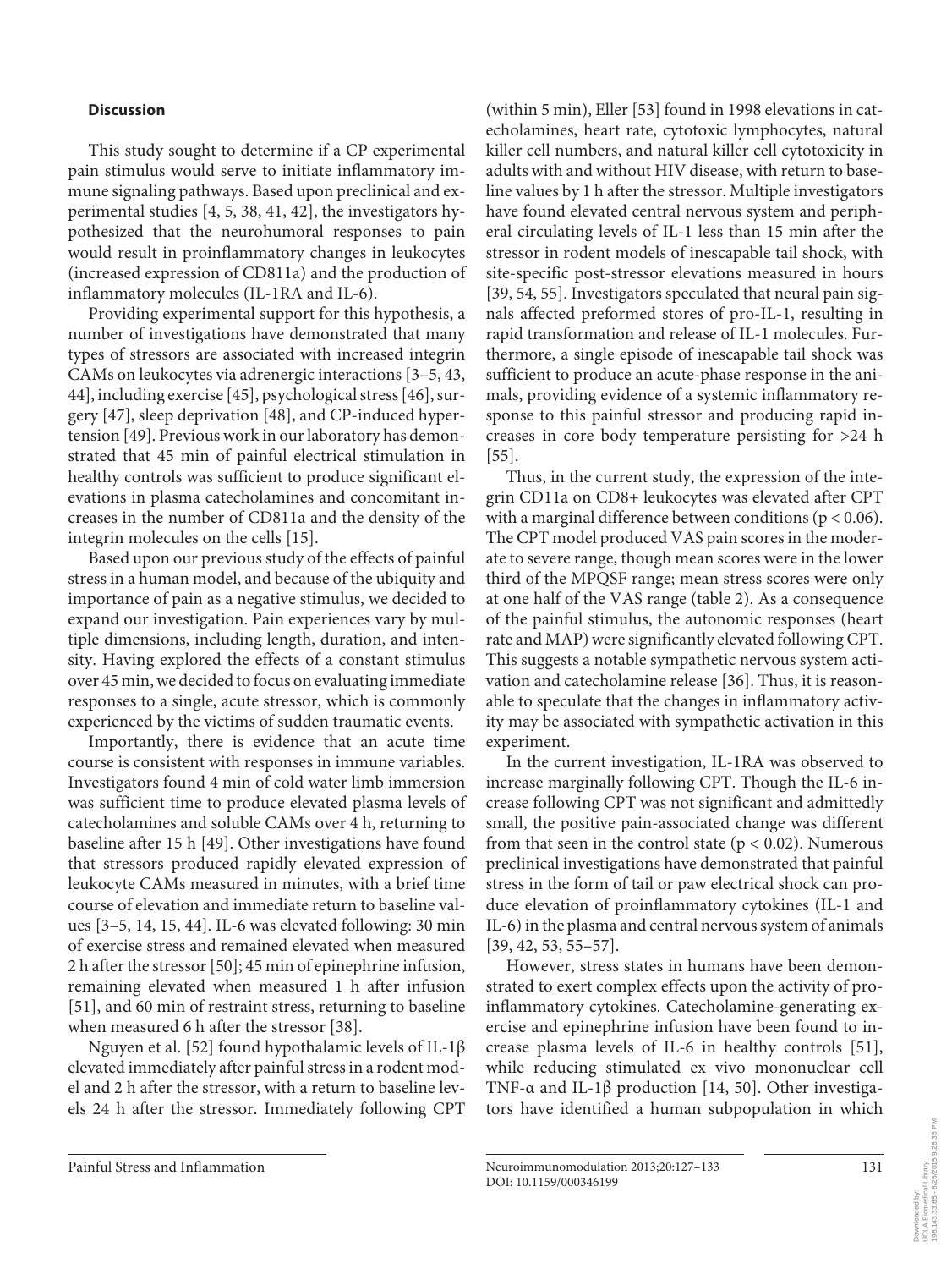### Discussion

This study sought to determine if a CP experimental pain stimulus would serve to initiate inflammatory immune signaling pathways. Based upon preclinical and experimental studies [4, 5, 38, 41, 42], the investigators hypothesized that the neurohumoral responses to pain would result in proinflammatory changes in leukocytes (increased expression of CD811a) and the production of inflammatory molecules (IL-1RA and IL-6).

Providing experimental support for this hypothesis, a number of investigations have demonstrated that many types of stressors are associated with increased integrin CAMs on leukocytes via adrenergic interactions [3–5, 43, 44], including exercise [45], psychological stress [46], surgery [47], sleep deprivation [48], and CP-induced hypertension [49]. Previous work in our laboratory has demonstrated that 45 min of painful electrical stimulation in healthy controls was sufficient to produce significant elevations in plasma catecholamines and concomitant increases in the number of CD811a and the density of the integrin molecules on the cells [15].

Based upon our previous study of the effects of painful stress in a human model, and because of the ubiquity and importance of pain as a negative stimulus, we decided to expand our investigation. Pain experiences vary by multiple dimensions, including length, duration, and intensity. Having explored the effects of a constant stimulus over 45 min, we decided to focus on evaluating immediate responses to a single, acute stressor, which is commonly experienced by the victims of sudden traumatic events.

Importantly, there is evidence that an acute time course is consistent with responses in immune variables. Investigators found 4 min of cold water limb immersion was sufficient time to produce elevated plasma levels of catecholamines and soluble CAMs over 4 h, returning to baseline after 15 h [49]. Other investigations have found that stressors produced rapidly elevated expression of leukocyte CAMs measured in minutes, with a brief time course of elevation and immediate return to baseline values [3–5, 14, 15, 44]. IL-6 was elevated following: 30 min of exercise stress and remained elevated when measured 2 h after the stressor [50]; 45 min of epinephrine infusion, remaining elevated when measured 1 h after infusion [51], and 60 min of restraint stress, returning to baseline when measured 6 h after the stressor [38].

Nguyen et al. [52] found hypothalamic levels of IL-1β elevated immediately after painful stress in a rodent model and 2 h after the stressor, with a return to baseline levels 24 h after the stressor. Immediately following CPT (within 5 min), Eller [53] found in 1998 elevations in catecholamines, heart rate, cytotoxic lymphocytes, natural killer cell numbers, and natural killer cell cytotoxicity in adults with and without HIV disease, with return to baseline values by 1 h after the stressor. Multiple investigators have found elevated central nervous system and peripheral circulating levels of IL-1 less than 15 min after the stressor in rodent models of inescapable tail shock, with site-specific post-stressor elevations measured in hours [39, 54, 55]. Investigators speculated that neural pain signals affected preformed stores of pro-IL-1, resulting in rapid transformation and release of IL-1 molecules. Furthermore, a single episode of inescapable tail shock was sufficient to produce an acute-phase response in the animals, providing evidence of a systemic inflammatory response to this painful stressor and producing rapid increases in core body temperature persisting for >24 h [55].

Thus, in the current study, the expression of the integrin CD11a on CD8+ leukocytes was elevated after CPT with a marginal difference between conditions ($p < 0.06$). The CPT model produced VAS pain scores in the moderate to severe range, though mean scores were in the lower third of the MPQSF range; mean stress scores were only at one half of the VAS range (table 2). As a consequence of the painful stimulus, the autonomic responses (heart rate and MAP) were significantly elevated following CPT. This suggests a notable sympathetic nervous system activation and catecholamine release [36]. Thus, it is reasonable to speculate that the changes in inflammatory activity may be associated with sympathetic activation in this experiment.

In the current investigation, IL-1RA was observed to increase marginally following CPT. Though the IL-6 increase following CPT was not significant and admittedly small, the positive pain-associated change was different from that seen in the control state ($p < 0.02$). Numerous preclinical investigations have demonstrated that painful stress in the form of tail or paw electrical shock can produce elevation of proinflammatory cytokines (IL-1 and IL-6) in the plasma and central nervous system of animals [39, 42, 53, 55–57].

However, stress states in humans have been demonstrated to exert complex effects upon the activity of proinflammatory cytokines. Catecholamine-generating exercise and epinephrine infusion have been found to increase plasma levels of IL-6 in healthy controls [51], while reducing stimulated ex vivo mononuclear cell TNF-α and IL-1β production [14, 50]. Other investigators have identified a human subpopulation in which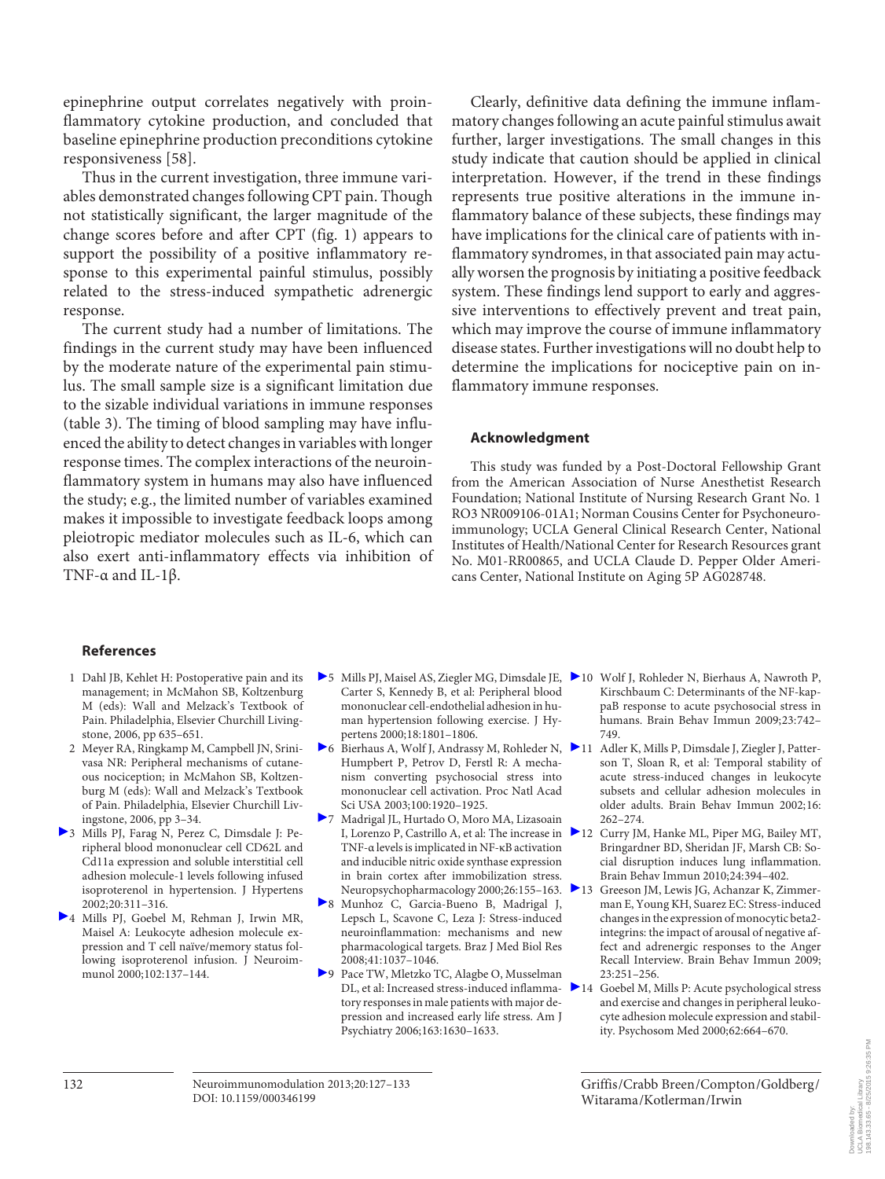epinephrine output correlates negatively with proinflammatory cytokine production, and concluded that baseline epinephrine production preconditions cytokine responsiveness [58].

Thus in the current investigation, three immune variables demonstrated changes following CPT pain. Though not statistically significant, the larger magnitude of the change scores before and after CPT (fig. 1) appears to support the possibility of a positive inflammatory response to this experimental painful stimulus, possibly related to the stress-induced sympathetic adrenergic response.

The current study had a number of limitations. The findings in the current study may have been influenced by the moderate nature of the experimental pain stimulus. The small sample size is a significant limitation due to the sizable individual variations in immune responses (table 3). The timing of blood sampling may have influenced the ability to detect changes in variables with longer response times. The complex interactions of the neuroinflammatory system in humans may also have influenced the study; e.g., the limited number of variables examined makes it impossible to investigate feedback loops among pleiotropic mediator molecules such as IL-6, which can also exert anti-inflammatory effects via inhibition of TNF-α and IL-1β.

Clearly, definitive data defining the immune inflammatory changes following an acute painful stimulus await further, larger investigations. The small changes in this study indicate that caution should be applied in clinical interpretation. However, if the trend in these findings represents true positive alterations in the immune inflammatory balance of these subjects, these findings may have implications for the clinical care of patients with inflammatory syndromes, in that associated pain may actually worsen the prognosis by initiating a positive feedback system. These findings lend support to early and aggressive interventions to effectively prevent and treat pain, which may improve the course of immune inflammatory disease states. Further investigations will no doubt help to determine the implications for nociceptive pain on inflammatory immune responses.

## Acknowledgment

This study was funded by a Post-Doctoral Fellowship Grant from the American Association of Nurse Anesthetist Research Foundation; National Institute of Nursing Research Grant No. 1 RO3 NR009106-01A1; Norman Cousins Center for Psychoneuroimmunology; UCLA General Clinical Research Center, National Institutes of Health/National Center for Research Resources grant No. M01-RR00865, and UCLA Claude D. Pepper Older Americans Center, National Institute on Aging 5P AG028748.

## References

1. Dahl JB, Kehlet H: Postoperative pain and its management; in McMahon SB, Koltzenburg M (eds): Wall and Melzack's Textbook of Pain. Philadelphia, Elsevier Churchill Livingstone, 2006, pp 635–651.
2. Meyer RA, Ringkamp M, Campbell JN, Srinivasa NR: Peripheral mechanisms of cutaneous nociception; in McMahon SB, Koltzenburg M (eds): Wall and Melzack's Textbook of Pain. Philadelphia, Elsevier Churchill Livingstone, 2006, pp 3–34.
3. Mills PJ, Farag N, Perez C, Dimsdale J: Peripheral blood mononuclear cell CD62L and Cd11a expression and soluble interstitial cell adhesion molecule-1 levels following infused isoproterenol in hypertension. J Hypertens 2002;20:311–316.
4. Mills PJ, Goebel M, Rehman J, Irwin MR, Maisel A: Leukocyte adhesion molecule expression and T cell naïve/memory status following isoproterenol infusion. J Neuroimmunol 2000;102:137–144.
5. Mills PJ, Maisel AS, Ziegler MG, Dimsdale JE, Carter S, Kennedy B, et al: Peripheral blood mononuclear cell-endothelial adhesion in human hypertension following exercise. J Hypertens 2000;18:1801–1806.
6. Bierhaus A, Wolf J, Andrassy M, Rohleder N, Humpbert P, Petrov D, Ferstl R: A mechanism converting psychosocial stress into mononuclear cell activation. Proc Natl Acad Sci USA 2003;100:1920–1925.
7. Madrigal JL, Hurtado O, Moro MA, Lizasoain I, Lorenzo P, Castrillo A, et al: The increase in TNF-α levels is implicated in NF-κB activation and inducible nitric oxide synthase expression in brain cortex after immobilization stress. Neuropsychopharmacology 2000;26:155–163.
8. Munhoz C, Garcia-Bueno B, Madrigal J, Lepsch L, Scavone C, Leza J: Stress-induced neuroinflammation: mechanisms and new pharmacological targets. Braz J Med Biol Res 2008;41:1037–1046.
9. Pace TW, Mletzko TC, Alagbe O, Musselman DL, et al: Increased stress-induced inflammatory responses in male patients with major depression and increased early life stress. Am J Psychiatry 2006;163:1630–1633.
10. Wolf J, Rohleder N, Bierhaus A, Nawroth P, Kirschbaum C: Determinants of the NF-kappaB response to acute psychosocial stress in humans. Brain Behav Immun 2009;23:742–749.
11. Adler K, Mills P, Dimsdale J, Ziegler J, Patterson T, Sloan R, et al: Temporal stability of acute stress-induced changes in leukocyte subsets and cellular adhesion molecules in older adults. Brain Behav Immun 2002;16: 262–274.
12. Curry JM, Hanke ML, Piper MG, Bailey MT, Bringardner BD, Sheridan JF, Marsh CB: Social disruption induces lung inflammation. Brain Behav Immun 2010;24:394–402.
13. Greeson JM, Lewis JG, Achanzar K, Zimmerman E, Young KH, Suarez EC: Stress-induced changes in the expression of monocytic beta2-integrins: the impact of arousal of negative affect and adrenergic responses to the Anger Recall Interview. Brain Behav Immun 2009; 23:251–256.
14. Goebel M, Mills P: Acute psychological stress and exercise and changes in peripheral leukocyte adhesion molecule expression and stability. Psychosom Med 2000;62:664–670.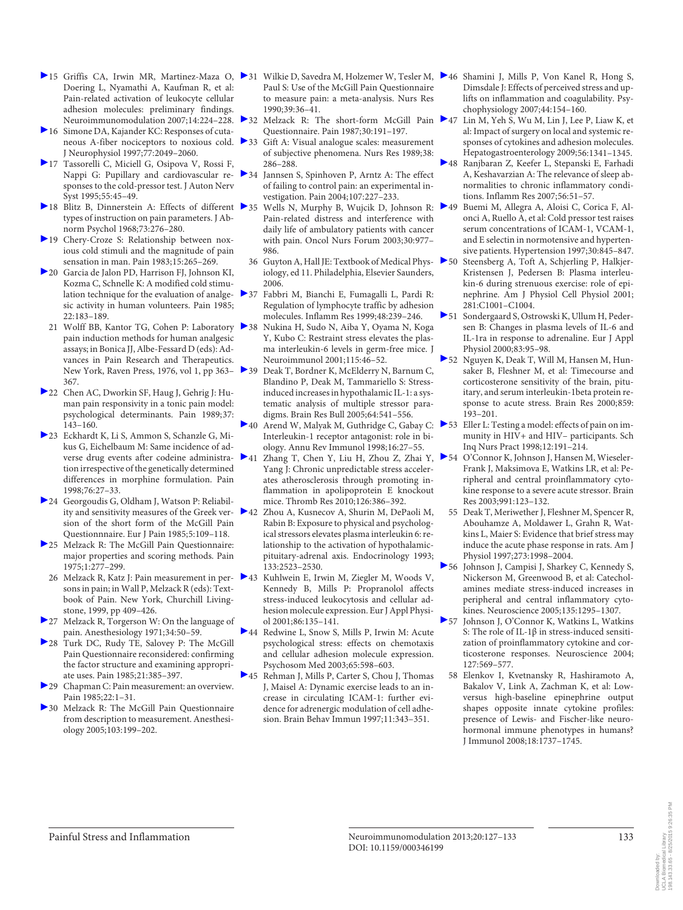15 Griffis CA, Irwin MR, Martinez-Maza O, Doering L, Nyamathi A, Kaufman R, et al: Pain-related activation of leukocyte cellular adhesion molecules: preliminary findings. Neuroimmunomodulation 2007;14:224–228.

16 Simone DA, Kajander KC: Responses of cutaneous A-fiber nociceptors to noxious cold. J Neurophysiol 1997;77:2049–2060.

17 Tassorelli C, Miciell G, Osipova V, Rossi F, Nappi G: Pupillary and cardiovascular responses to the cold-pressor test. J Auton Nerv Syst 1995;55:45–49.

18 Blitz B, Dinnerstein A: Effects of different types of instruction on pain parameters. J Abnorm Psychol 1968;73:276–280.

19 Chery-Croze S: Relationship between noxious cold stimuli and the magnitude of pain sensation in man. Pain 1983;15:265–269.

20 Garcia de Jalon PD, Harrison FJ, Johnson KI, Kozma C, Schnelle K: A modified cold stimulation technique for the evaluation of analgesic activity in human volunteers. Pain 1985;22:183–189.

21 Wolff BB, Kantor TG, Cohen P: Laboratory pain induction methods for human analgesic assays; in Bonica JJ, Albe-Fessard D (eds): Advances in Pain Research and Therapeutics. New York, Raven Press, 1976, vol 1, pp 363–367.

22 Chen AC, Dworkin SF, Haug J, Gehrig J: Human pain responsivity in a tonic pain model: psychological determinants. Pain 1989;37:143–160.

23 Eckhardt K, Li S, Ammon S, Schanzle G, Mikus G, Eichelbaum M: Same incidence of adverse drug events after codeine administration irrespective of the genetically determined differences in morphine formulation. Pain 1998;76:27–33.

24 Georgoudis G, Oldham J, Watson P: Reliability and sensitivity measures of the Greek version of the short form of the McGill Pain Questionnnaire. Eur J Pain 1985;5:109–118.

25 Melzack R: The McGill Pain Questionnaire: major properties and scoring methods. Pain 1975;1:277–299.

26 Melzack R, Katz J: Pain measurement in persons in pain; in Wall P, Melzack R (eds): Textbook of Pain. New York, Churchill Livingstone, 1999, pp 409–426.

27 Melzack R, Torgerson W: On the language of pain. Anesthesiology 1971;34:50–59.

28 Turk DC, Rudy TE, Salovey P: The McGill Pain Questionnaire reconsidered: confirming the factor structure and examining appropriate uses. Pain 1985;21:385–397.

29 Chapman C: Pain measurement: an overview. Pain 1985;22:1–31.

30 Melzack R: The McGill Pain Questionnaire from description to measurement. Anesthesiology 2005;103:199–202.

31 Wilkie D, Savedra M, Holzemer W, Tesler M, Paul S: Use of the McGill Pain Questionnaire to measure pain: a meta-analysis. Nurs Res 1990;39:36–41.

32 Melzack R: The short-form McGill Pain Questionnaire. Pain 1987;30:191–197.

33 Gift A: Visual analogue scales: measurement of subjective phenomena. Nurs Res 1989;38:286–288.

34 Jannsen S, Spinhoven P, Arntz A: The effect of failing to control pain: an experimental investigation. Pain 2004;107:227–233.

35 Wells N, Murphy B, Wujcik D, Johnson R: Pain-related distress and interference with daily life of ambulatory patients with cancer with pain. Oncol Nurs Forum 2003;30:977–986.

36 Guyton A, Hall JE: Textbook of Medical Physiology, ed 11. Philadelphia, Elsevier Saunders, 2006.

37 Fabbri M, Bianchi E, Fumagalli L, Pardi R: Regulation of lymphocyte traffic by adhesion molecules. Inflamm Res 1999;48:239–246.

38 Nukina H, Sudo N, Aiba Y, Oyama N, Koga Y, Kubo C: Restraint stress elevates the plasma interleukin-6 levels in germ-free mice. J Neuroimmunol 2001;115:46–52.

39 Deak T, Bordner K, McElderry N, Barnum C, Blandino P, Deak M, Tammariello S: Stress-induced increases in hypothalamic IL-1: a systematic analysis of multiple stressor paradigms. Brain Res Bull 2005;64:541–556.

40 Arend W, Malyak M, Guthridge C, Gabay C: Interleukin-1 receptor antagonist: role in biology. Annu Rev Immunol 1998;16:27–55.

41 Zhang T, Chen Y, Liu H, Zhou Z, Zhai Y, Yang J: Chronic unpredictable stress accelerates atherosclerosis through promoting inflammation in apolipoprotein E knockout mice. Thromb Res 2010;126:386–392.

42 Zhou A, Kusnecov A, Shurin M, DePaoli M, Rabin B: Exposure to physical and psychological stressors elevates plasma interleukin 6: relationship to the activation of hypothalamic-pituitary-adrenal axis. Endocrinology 1993;133:2523–2530.

43 Kuhlwein E, Irwin M, Ziegler M, Woods V, Kennedy B, Mills P: Propranolol affects stress-induced leukocytosis and cellular adhesion molecule expression. Eur J Appl Physiol 2001;86:135–141.

44 Redwine L, Snow S, Mills P, Irwin M: Acute psychological stress: effects on chemotaxis and cellular adhesion molecule expression. Psychosom Med 2003;65:598–603.

45 Rehman J, Mills P, Carter S, Chou J, Thomas J, Maisel A: Dynamic exercise leads to an increase in circulating ICAM-1: further evidence for adrenergic modulation of cell adhesion. Brain Behav Immun 1997;11:343–351.

46 Shamini J, Mills P, Von Kanel R, Hong S, Dimsdale J: Effects of perceived stress and uplifts on inflammation and coagulability. Psychophysiology 2007;44:154–160.

47 Lin M, Yeh S, Wu M, Lin J, Lee P, Liaw K, et al: Impact of surgery on local and systemic responses of cytokines and adhesion molecules. Hepatogastroenterology 2009;56:1341–1345.

48 Ranjbaran Z, Keefer L, Stepanski E, Farhadi A, Keshavarzian A: The relevance of sleep abnormalities to chronic inflammatory conditions. Inflamm Res 2007;56:51–57.

49 Buemi M, Allegra A, Aloisi C, Corica F, Alonci A, Ruello A, et al: Cold pressor test raises serum concentrations of ICAM-1, VCAM-1, and E selectin in normotensive and hypertensive patients. Hypertension 1997;30:845–847.

50 Steensberg A, Toft A, Schjerling P, Halkjer-Kristensen J, Pedersen B: Plasma interleukin-6 during strenuous exercise: role of epinephrine. Am J Physiol Cell Physiol 2001;281:C1001–C1004.

51 Sondergaard S, Ostrowski K, Ullum H, Pedersen B: Changes in plasma levels of IL-6 and IL-1ra in response to adrenaline. Eur J Appl Physiol 2000;83:95–98.

52 Nguyen K, Deak T, Will M, Hansen M, Hunsaker B, Fleshner M, et al: Timecourse and corticosterone sensitivity of the brain, pituitary, and serum interleukin-1beta protein response to acute stress. Brain Res 2000;859:193–201.

53 Eller L: Testing a model: effects of pain on immunity in HIV+ and HIV– participants. Sch Inq Nurs Pract 1998;12:191–214.

54 O'Connor K, Johnson J, Hansen M, Wieseler-Frank J, Maksimova E, Watkins LR, et al: Peripheral and central proinflammatory cytokine response to a severe acute stressor. Brain Res 2003;991:123–132.

55 Deak T, Meriwether J, Fleshner M, Spencer R, Abouhamze A, Moldawer L, Grahn R, Watkins L, Maier S: Evidence that brief stress may induce the acute phase response in rats. Am J Physiol 1997;273:1998–2004.

56 Johnson J, Campisi J, Sharkey C, Kennedy S, Nickerson M, Greenwood B, et al: Catecholamines mediate stress-induced increases in peripheral and central inflammatory cytokines. Neuroscience 2005;135:1295–1307.

57 Johnson J, O'Connor K, Watkins L, Watkins S: The role of IL-1β in stress-induced sensitization of proinflammatory cytokine and corticosterone responses. Neuroscience 2004;127:569–577.

58 Elenkov I, Kvetnansky R, Hashiramoto A, Bakalov V, Link A, Zachman K, et al: Low- versus high-baseline epinephrine output shapes opposite innate cytokine profiles: presence of Lewis- and Fischer-like neurohormonal immune phenotypes in humans? J Immunol 2008;18:1737–1745.